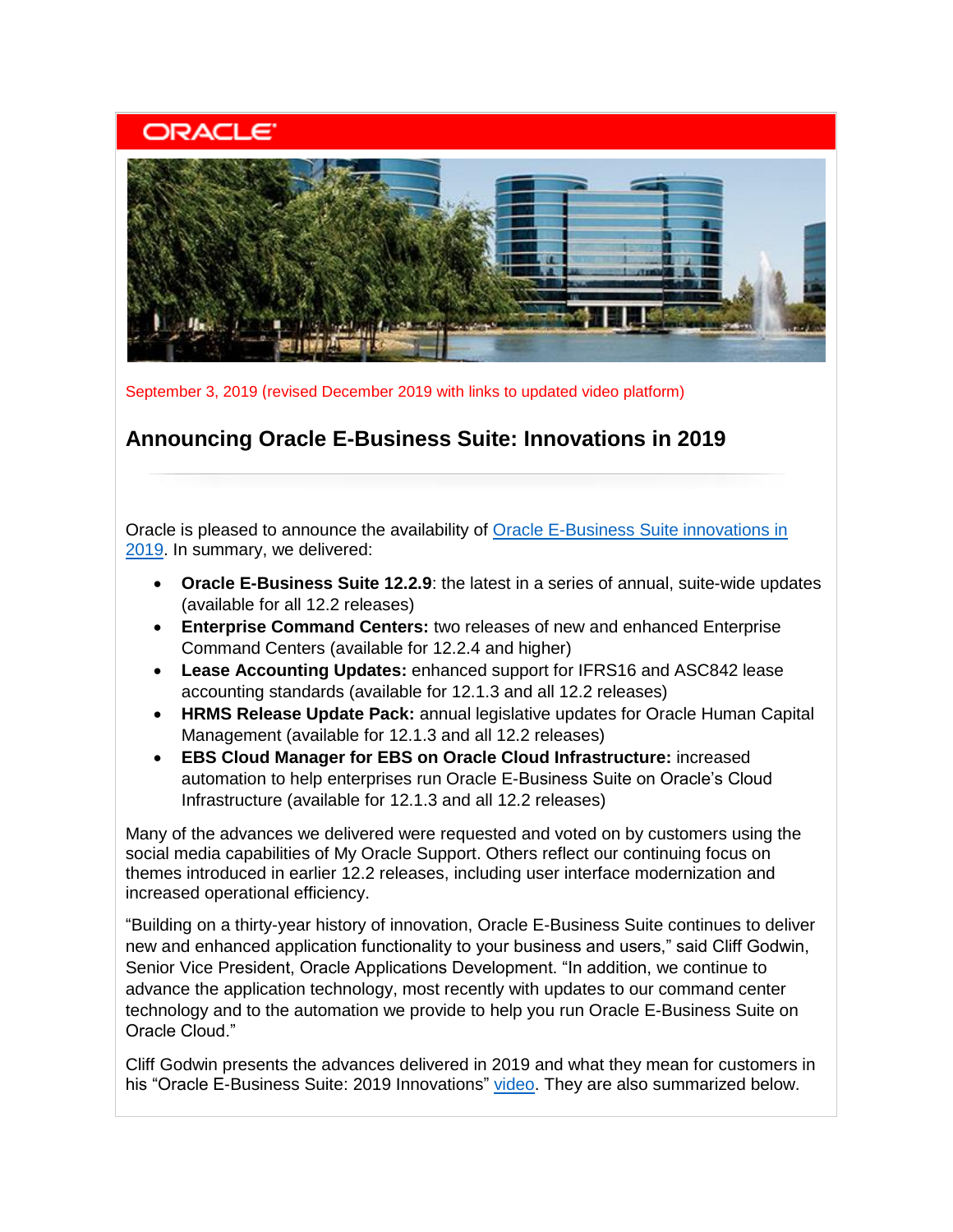September 3, 2019 (revised December 2019 with links to updated video platform)

# Announcing Oracle E-Business Suite: Innovations in 2019

Oracle is pleased to announce the availability of Oracle E-Business Suite innovations in 2019. In summary, we delivered:

- **Oracle E-Business Suite 12.2.9**: the latest in a series of annual, suite-wide updates (available for all 12.2 releases)
- **Enterprise Command Centers:** two releases of new and enhanced Enterprise Command Centers (available for 12.2.4 and higher)
- **Lease Accounting Updates:** enhanced support for IFRS16 and ASC842 lease accounting standards (available for 12.1.3 and all 12.2 releases)
- **HRMS Release Update Pack:** annual legislative updates for Oracle Human Capital Management (available for 12.1.3 and all 12.2 releases)
- **EBS Cloud Manager for EBS on Oracle Cloud Infrastructure:** increased automation to help enterprises run Oracle E-Business Suite on Oracle's Cloud Infrastructure (available for 12.1.3 and all 12.2 releases)

Many of the advances we delivered were requested and voted on by customers using the social media capabilities of My Oracle Support. Others reflect our continuing focus on themes introduced in earlier 12.2 releases, including user interface modernization and increased operational efficiency.

"Building on a thirty-year history of innovation, Oracle E-Business Suite continues to deliver new and enhanced application functionality to your business and users," said Cliff Godwin, Senior Vice President, Oracle Applications Development. "In addition, we continue to advance the application technology, most recently with updates to our command center technology and to the automation we provide to help you run Oracle E-Business Suite on Oracle Cloud."

Cliff Godwin presents the advances delivered in 2019 and what they mean for customers in his "Oracle E-Business Suite: 2019 Innovations" video. They are also summarized below.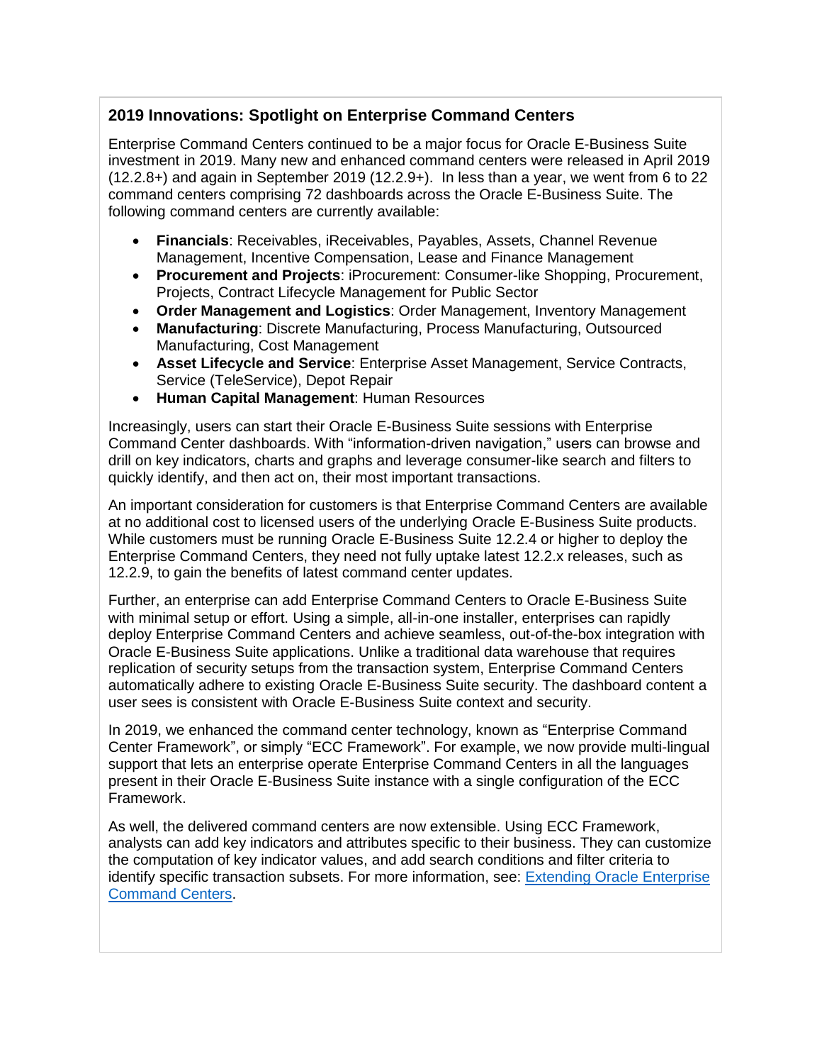## 2019 Innovations: Spotlight on Enterprise Command Centers

Enterprise Command Centers continued to be a major focus for Oracle E-Business Suite investment in 2019. Many new and enhanced command centers were released in April 2019 (12.2.8+) and again in September 2019 (12.2.9+). In less than a year, we went from 6 to 22 command centers comprising 72 dashboards across the Oracle E-Business Suite. The following command centers are currently available:

- **Financials**: Receivables, iReceivables, Payables, Assets, Channel Revenue Management, Incentive Compensation, Lease and Finance Management
- **Procurement and Projects**: iProcurement: Consumer-like Shopping, Procurement, Projects, Contract Lifecycle Management for Public Sector
- **Order Management and Logistics**: Order Management, Inventory Management
- **Manufacturing**: Discrete Manufacturing, Process Manufacturing, Outsourced Manufacturing, Cost Management
- **Asset Lifecycle and Service**: Enterprise Asset Management, Service Contracts, Service (TeleService), Depot Repair
- **Human Capital Management**: Human Resources

Increasingly, users can start their Oracle E-Business Suite sessions with Enterprise Command Center dashboards. With "information-driven navigation," users can browse and drill on key indicators, charts and graphs and leverage consumer-like search and filters to quickly identify, and then act on, their most important transactions.

An important consideration for customers is that Enterprise Command Centers are available at no additional cost to licensed users of the underlying Oracle E-Business Suite products. While customers must be running Oracle E-Business Suite 12.2.4 or higher to deploy the Enterprise Command Centers, they need not fully uptake latest 12.2.x releases, such as 12.2.9, to gain the benefits of latest command center updates.

Further, an enterprise can add Enterprise Command Centers to Oracle E-Business Suite with minimal setup or effort. Using a simple, all-in-one installer, enterprises can rapidly deploy Enterprise Command Centers and achieve seamless, out-of-the-box integration with Oracle E-Business Suite applications. Unlike a traditional data warehouse that requires replication of security setups from the transaction system, Enterprise Command Centers automatically adhere to existing Oracle E-Business Suite security. The dashboard content a user sees is consistent with Oracle E-Business Suite context and security.

In 2019, we enhanced the command center technology, known as "Enterprise Command Center Framework", or simply "ECC Framework". For example, we now provide multi-lingual support that lets an enterprise operate Enterprise Command Centers in all the languages present in their Oracle E-Business Suite instance with a single configuration of the ECC Framework.

As well, the delivered command centers are now extensible. Using ECC Framework, analysts can add key indicators and attributes specific to their business. They can customize the computation of key indicator values, and add search conditions and filter criteria to identify specific transaction subsets. For more information, see: Extending Oracle Enterprise Command Centers.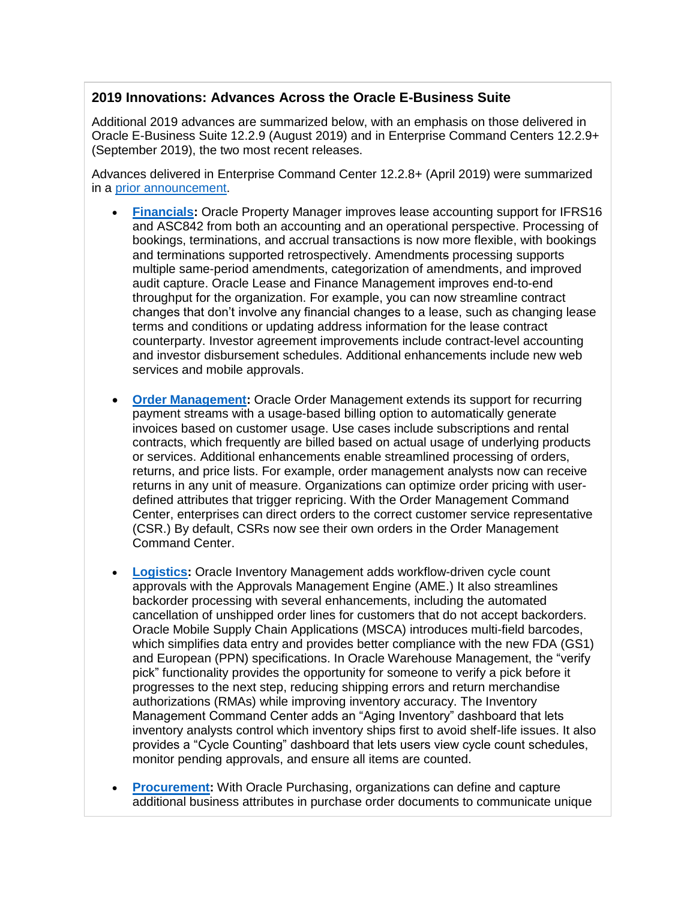### 2019 Innovations: Advances Across the Oracle E-Business Suite

Additional 2019 advances are summarized below, with an emphasis on those delivered in Oracle E-Business Suite 12.2.9 (August 2019) and in Enterprise Command Centers 12.2.9+ (September 2019), the two most recent releases.

Advances delivered in Enterprise Command Center 12.2.8+ (April 2019) were summarized in a prior announcement.

- **Financials:** Oracle Property Manager improves lease accounting support for IFRS16 and ASC842 from both an accounting and an operational perspective. Processing of bookings, terminations, and accrual transactions is now more flexible, with bookings and terminations supported retrospectively. Amendments processing supports multiple same-period amendments, categorization of amendments, and improved audit capture. Oracle Lease and Finance Management improves end-to-end throughput for the organization. For example, you can now streamline contract changes that don't involve any financial changes to a lease, such as changing lease terms and conditions or updating address information for the lease contract counterparty. Investor agreement improvements include contract-level accounting and investor disbursement schedules. Additional enhancements include new web services and mobile approvals.

- **Order Management:** Oracle Order Management extends its support for recurring payment streams with a usage-based billing option to automatically generate invoices based on customer usage. Use cases include subscriptions and rental contracts, which frequently are billed based on actual usage of underlying products or services. Additional enhancements enable streamlined processing of orders, returns, and price lists. For example, order management analysts now can receive returns in any unit of measure. Organizations can optimize order pricing with user-defined attributes that trigger repricing. With the Order Management Command Center, enterprises can direct orders to the correct customer service representative (CSR.) By default, CSRs now see their own orders in the Order Management Command Center.

- **Logistics:** Oracle Inventory Management adds workflow-driven cycle count approvals with the Approvals Management Engine (AME.) It also streamlines backorder processing with several enhancements, including the automated cancellation of unshipped order lines for customers that do not accept backorders. Oracle Mobile Supply Chain Applications (MSCA) introduces multi-field barcodes, which simplifies data entry and provides better compliance with the new FDA (GS1) and European (PPN) specifications. In Oracle Warehouse Management, the "verify pick" functionality provides the opportunity for someone to verify a pick before it progresses to the next step, reducing shipping errors and return merchandise authorizations (RMAs) while improving inventory accuracy. The Inventory Management Command Center adds an "Aging Inventory" dashboard that lets inventory analysts control which inventory ships first to avoid shelf-life issues. It also provides a "Cycle Counting" dashboard that lets users view cycle count schedules, monitor pending approvals, and ensure all items are counted.

- **Procurement:** With Oracle Purchasing, organizations can define and capture additional business attributes in purchase order documents to communicate unique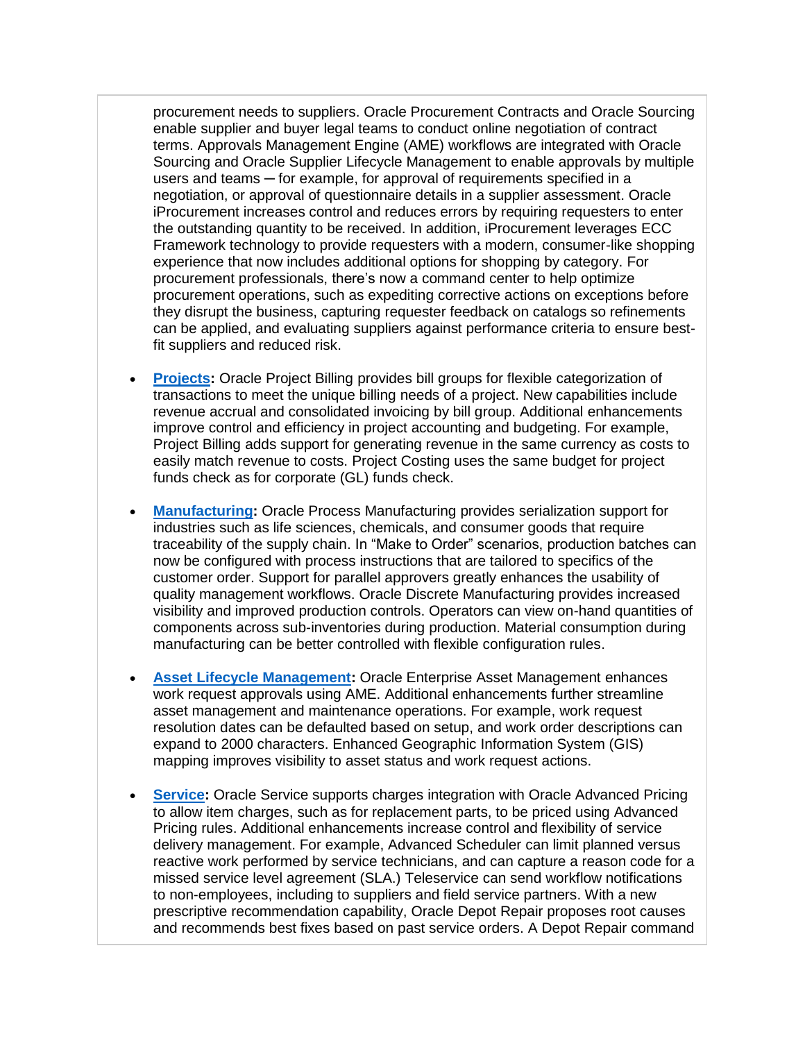procurement needs to suppliers. Oracle Procurement Contracts and Oracle Sourcing enable supplier and buyer legal teams to conduct online negotiation of contract terms. Approvals Management Engine (AME) workflows are integrated with Oracle Sourcing and Oracle Supplier Lifecycle Management to enable approvals by multiple users and teams ─ for example, for approval of requirements specified in a negotiation, or approval of questionnaire details in a supplier assessment. Oracle iProcurement increases control and reduces errors by requiring requesters to enter the outstanding quantity to be received. In addition, iProcurement leverages ECC Framework technology to provide requesters with a modern, consumer-like shopping experience that now includes additional options for shopping by category. For procurement professionals, there's now a command center to help optimize procurement operations, such as expediting corrective actions on exceptions before they disrupt the business, capturing requester feedback on catalogs so refinements can be applied, and evaluating suppliers against performance criteria to ensure best-fit suppliers and reduced risk.

- **Projects:** Oracle Project Billing provides bill groups for flexible categorization of transactions to meet the unique billing needs of a project. New capabilities include revenue accrual and consolidated invoicing by bill group. Additional enhancements improve control and efficiency in project accounting and budgeting. For example, Project Billing adds support for generating revenue in the same currency as costs to easily match revenue to costs. Project Costing uses the same budget for project funds check as for corporate (GL) funds check.

- **Manufacturing:** Oracle Process Manufacturing provides serialization support for industries such as life sciences, chemicals, and consumer goods that require traceability of the supply chain. In "Make to Order" scenarios, production batches can now be configured with process instructions that are tailored to specifics of the customer order. Support for parallel approvers greatly enhances the usability of quality management workflows. Oracle Discrete Manufacturing provides increased visibility and improved production controls. Operators can view on-hand quantities of components across sub-inventories during production. Material consumption during manufacturing can be better controlled with flexible configuration rules.

- **Asset Lifecycle Management:** Oracle Enterprise Asset Management enhances work request approvals using AME. Additional enhancements further streamline asset management and maintenance operations. For example, work request resolution dates can be defaulted based on setup, and work order descriptions can expand to 2000 characters. Enhanced Geographic Information System (GIS) mapping improves visibility to asset status and work request actions.

- **Service:** Oracle Service supports charges integration with Oracle Advanced Pricing to allow item charges, such as for replacement parts, to be priced using Advanced Pricing rules. Additional enhancements increase control and flexibility of service delivery management. For example, Advanced Scheduler can limit planned versus reactive work performed by service technicians, and can capture a reason code for a missed service level agreement (SLA.) Teleservice can send workflow notifications to non-employees, including to suppliers and field service partners. With a new prescriptive recommendation capability, Oracle Depot Repair proposes root causes and recommends best fixes based on past service orders. A Depot Repair command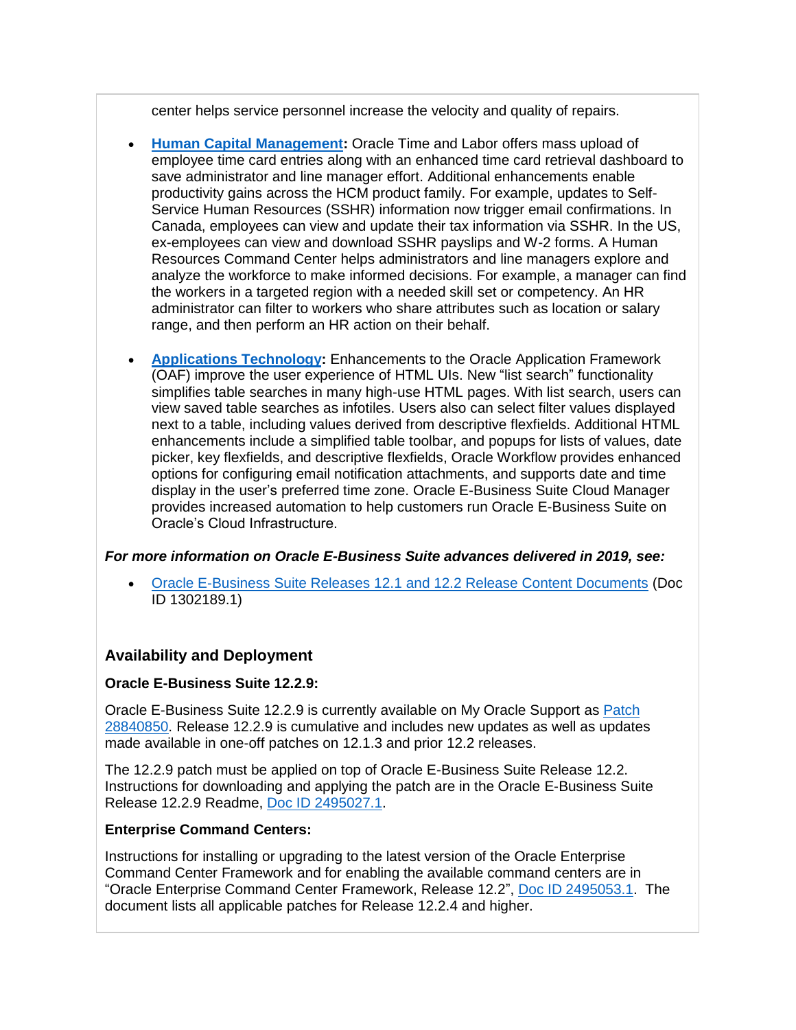center helps service personnel increase the velocity and quality of repairs.

- **Human Capital Management:** Oracle Time and Labor offers mass upload of employee time card entries along with an enhanced time card retrieval dashboard to save administrator and line manager effort. Additional enhancements enable productivity gains across the HCM product family. For example, updates to Self-Service Human Resources (SSHR) information now trigger email confirmations. In Canada, employees can view and update their tax information via SSHR. In the US, ex-employees can view and download SSHR payslips and W-2 forms. A Human Resources Command Center helps administrators and line managers explore and analyze the workforce to make informed decisions. For example, a manager can find the workers in a targeted region with a needed skill set or competency. An HR administrator can filter to workers who share attributes such as location or salary range, and then perform an HR action on their behalf.

- **Applications Technology:** Enhancements to the Oracle Application Framework (OAF) improve the user experience of HTML UIs. New “list search” functionality simplifies table searches in many high-use HTML pages. With list search, users can view saved table searches as infotiles. Users also can select filter values displayed next to a table, including values derived from descriptive flexfields. Additional HTML enhancements include a simplified table toolbar, and popups for lists of values, date picker, key flexfields, and descriptive flexfields, Oracle Workflow provides enhanced options for configuring email notification attachments, and supports date and time display in the user’s preferred time zone. Oracle E-Business Suite Cloud Manager provides increased automation to help customers run Oracle E-Business Suite on Oracle’s Cloud Infrastructure.

***For more information on Oracle E-Business Suite advances delivered in 2019, see:***

- Oracle E-Business Suite Releases 12.1 and 12.2 Release Content Documents (Doc ID 1302189.1)

### Availability and Deployment

**Oracle E-Business Suite 12.2.9:**

Oracle E-Business Suite 12.2.9 is currently available on My Oracle Support as Patch 28840850. Release 12.2.9 is cumulative and includes new updates as well as updates made available in one-off patches on 12.1.3 and prior 12.2 releases.

The 12.2.9 patch must be applied on top of Oracle E-Business Suite Release 12.2. Instructions for downloading and applying the patch are in the Oracle E-Business Suite Release 12.2.9 Readme, Doc ID 2495027.1.

**Enterprise Command Centers:**

Instructions for installing or upgrading to the latest version of the Oracle Enterprise Command Center Framework and for enabling the available command centers are in “Oracle Enterprise Command Center Framework, Release 12.2”, Doc ID 2495053.1. The document lists all applicable patches for Release 12.2.4 and higher.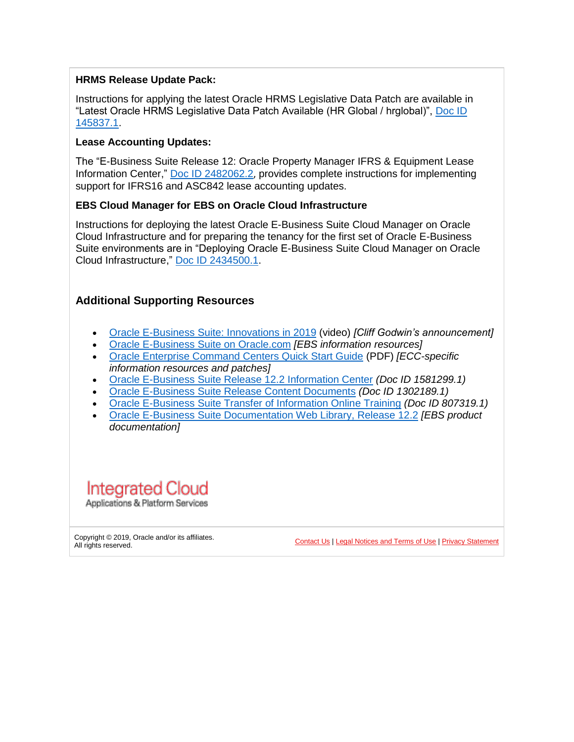**HRMS Release Update Pack:**

Instructions for applying the latest Oracle HRMS Legislative Data Patch are available in "Latest Oracle HRMS Legislative Data Patch Available (HR Global / hrglobal)", Doc ID 145837.1.

**Lease Accounting Updates:**

The "E-Business Suite Release 12: Oracle Property Manager IFRS & Equipment Lease Information Center," Doc ID 2482062.2, provides complete instructions for implementing support for IFRS16 and ASC842 lease accounting updates.

**EBS Cloud Manager for EBS on Oracle Cloud Infrastructure**

Instructions for deploying the latest Oracle E-Business Suite Cloud Manager on Oracle Cloud Infrastructure and for preparing the tenancy for the first set of Oracle E-Business Suite environments are in "Deploying Oracle E-Business Suite Cloud Manager on Oracle Cloud Infrastructure," Doc ID 2434500.1.

## Additional Supporting Resources

- Oracle E-Business Suite: Innovations in 2019 (video) *[Cliff Godwin's announcement]*
- Oracle E-Business Suite on Oracle.com *[EBS information resources]*
- Oracle Enterprise Command Centers Quick Start Guide (PDF) *[ECC-specific information resources and patches]*
- Oracle E-Business Suite Release 12.2 Information Center *(Doc ID 1581299.1)*
- Oracle E-Business Suite Release Content Documents *(Doc ID 1302189.1)*
- Oracle E-Business Suite Transfer of Information Online Training *(Doc ID 807319.1)*
- Oracle E-Business Suite Documentation Web Library, Release 12.2 *[EBS product documentation]*

Integrated Cloud
Applications & Platform Services

Copyright © 2019, Oracle and/or its affiliates.
All rights reserved.

Contact Us | Legal Notices and Terms of Use | Privacy Statement